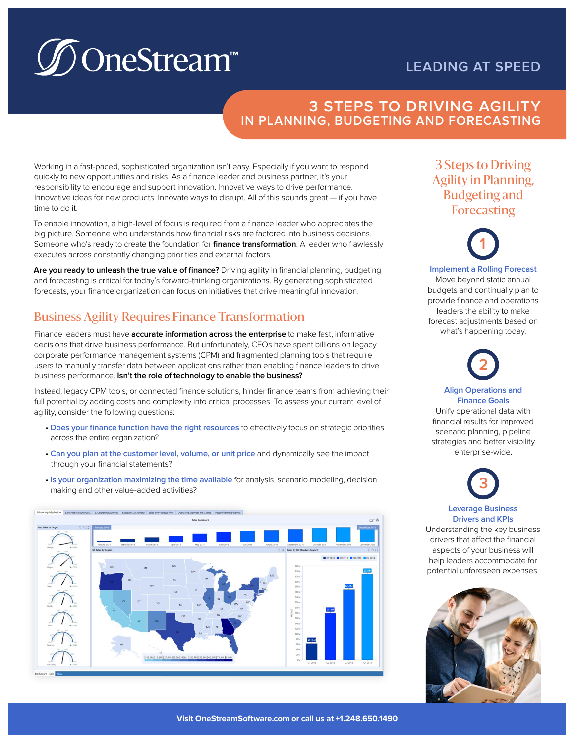# OneStream™

LEADING AT SPEED

# 3 STEPS TO DRIVING AGILITY IN PLANNING, BUDGETING AND FORECASTING

Working in a fast-paced, sophisticated organization isn't easy. Especially if you want to respond quickly to new opportunities and risks. As a finance leader and business partner, it's your responsibility to encourage and support innovation. Innovative ways to drive performance. Innovative ideas for new products. Innovate ways to disrupt. All of this sounds great — if you have time to do it.

To enable innovation, a high-level of focus is required from a finance leader who appreciates the big picture. Someone who understands how financial risks are factored into business decisions. Someone who's ready to create the foundation for **finance transformation**. A leader who flawlessly executes across constantly changing priorities and external factors.

**Are you ready to unleash the true value of finance?** Driving agility in financial planning, budgeting and forecasting is critical for today's forward-thinking organizations. By generating sophisticated forecasts, your finance organization can focus on initiatives that drive meaningful innovation.

## Business Agility Requires Finance Transformation

Finance leaders must have **accurate information across the enterprise** to make fast, informative decisions that drive business performance. But unfortunately, CFOs have spent billions on legacy corporate performance management systems (CPM) and fragmented planning tools that require users to manually transfer data between applications rather than enabling finance leaders to drive business performance. **Isn't the role of technology to enable the business?**

Instead, legacy CPM tools, or connected finance solutions, hinder finance teams from achieving their full potential by adding costs and complexity into critical processes. To assess your current level of agility, consider the following questions:

- **Does your finance function have the right resources** to effectively focus on strategic priorities across the entire organization?
- **Can you plan at the customer level, volume, or unit price** and dynamically see the impact through your financial statements?
- **Is your organization maximizing the time available** for analysis, scenario modeling, decision making and other value-added activities?

## 3 Steps to Driving Agility in Planning, Budgeting and Forecasting

**1. Implement a Rolling Forecast**

Move beyond static annual budgets and continually plan to provide finance and operations leaders the ability to make forecast adjustments based on what's happening today.

**2. Align Operations and Finance Goals**

Unify operational data with financial results for improved scenario planning, pipeline strategies and better visibility enterprise-wide.

**3. Leverage Business Drivers and KPIs**

Understanding the key business drivers that affect the financial aspects of your business will help leaders accommodate for potential unforeseen expenses.

Visit OneStreamSoftware.com or call us at +1.248.650.1490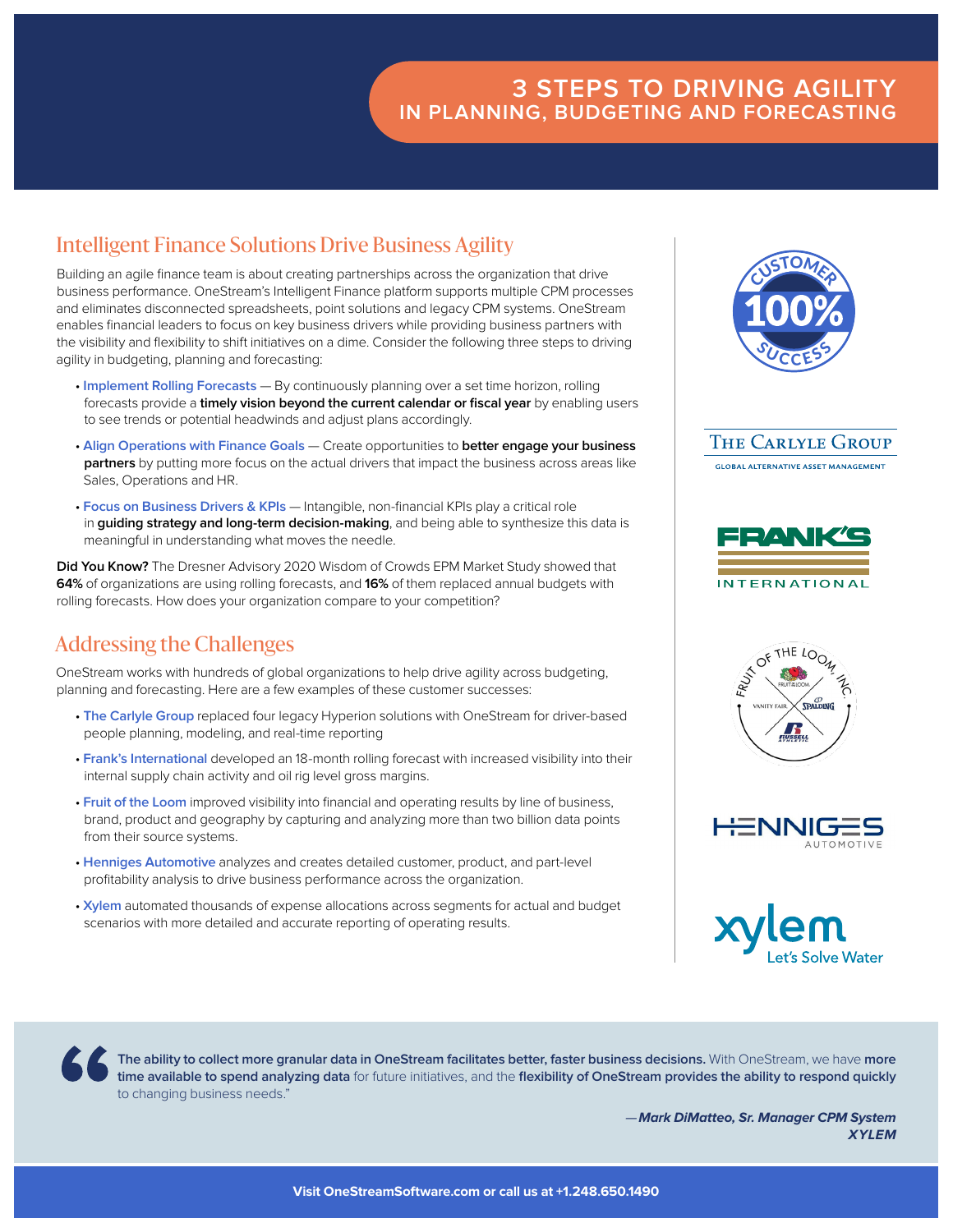# 3 STEPS TO DRIVING AGILITY IN PLANNING, BUDGETING AND FORECASTING

## Intelligent Finance Solutions Drive Business Agility

Building an agile finance team is about creating partnerships across the organization that drive business performance. OneStream's Intelligent Finance platform supports multiple CPM processes and eliminates disconnected spreadsheets, point solutions and legacy CPM systems. OneStream enables financial leaders to focus on key business drivers while providing business partners with the visibility and flexibility to shift initiatives on a dime. Consider the following three steps to driving agility in budgeting, planning and forecasting:

- **Implement Rolling Forecasts** — By continuously planning over a set time horizon, rolling forecasts provide a **timely vision beyond the current calendar or fiscal year** by enabling users to see trends or potential headwinds and adjust plans accordingly.
- **Align Operations with Finance Goals** — Create opportunities to **better engage your business partners** by putting more focus on the actual drivers that impact the business across areas like Sales, Operations and HR.
- **Focus on Business Drivers & KPIs** — Intangible, non-financial KPIs play a critical role in **guiding strategy and long-term decision-making**, and being able to synthesize this data is meaningful in understanding what moves the needle.

**Did You Know?** The Dresner Advisory 2020 Wisdom of Crowds EPM Market Study showed that **64%** of organizations are using rolling forecasts, and **16%** of them replaced annual budgets with rolling forecasts. How does your organization compare to your competition?

## Addressing the Challenges

OneStream works with hundreds of global organizations to help drive agility across budgeting, planning and forecasting. Here are a few examples of these customer successes:

- **The Carlyle Group** replaced four legacy Hyperion solutions with OneStream for driver-based people planning, modeling, and real-time reporting
- **Frank's International** developed an 18-month rolling forecast with increased visibility into their internal supply chain activity and oil rig level gross margins.
- **Fruit of the Loom** improved visibility into financial and operating results by line of business, brand, product and geography by capturing and analyzing more than two billion data points from their source systems.
- **Henniges Automotive** analyzes and creates detailed customer, product, and part-level profitability analysis to drive business performance across the organization.
- **Xylem** automated thousands of expense allocations across segments for actual and budget scenarios with more detailed and accurate reporting of operating results.

CUSTOMER 100% SUCCESS

THE CARLYLE GROUP
GLOBAL ALTERNATIVE ASSET MANAGEMENT

FRANK'S INTERNATIONAL

FRUIT OF THE LOOM, INC.

HENNIGES AUTOMOTIVE

xylem
Let's Solve Water

> **The ability to collect more granular data in OneStream facilitates better, faster business decisions.** With OneStream, we have **more time available to spend analyzing data** for future initiatives, and the **flexibility of OneStream provides the ability to respond quickly** to changing business needs."
>
> ***—Mark DiMatteo, Sr. Manager CPM System***
> ***XYLEM***

**Visit OneStreamSoftware.com or call us at +1.248.650.1490**